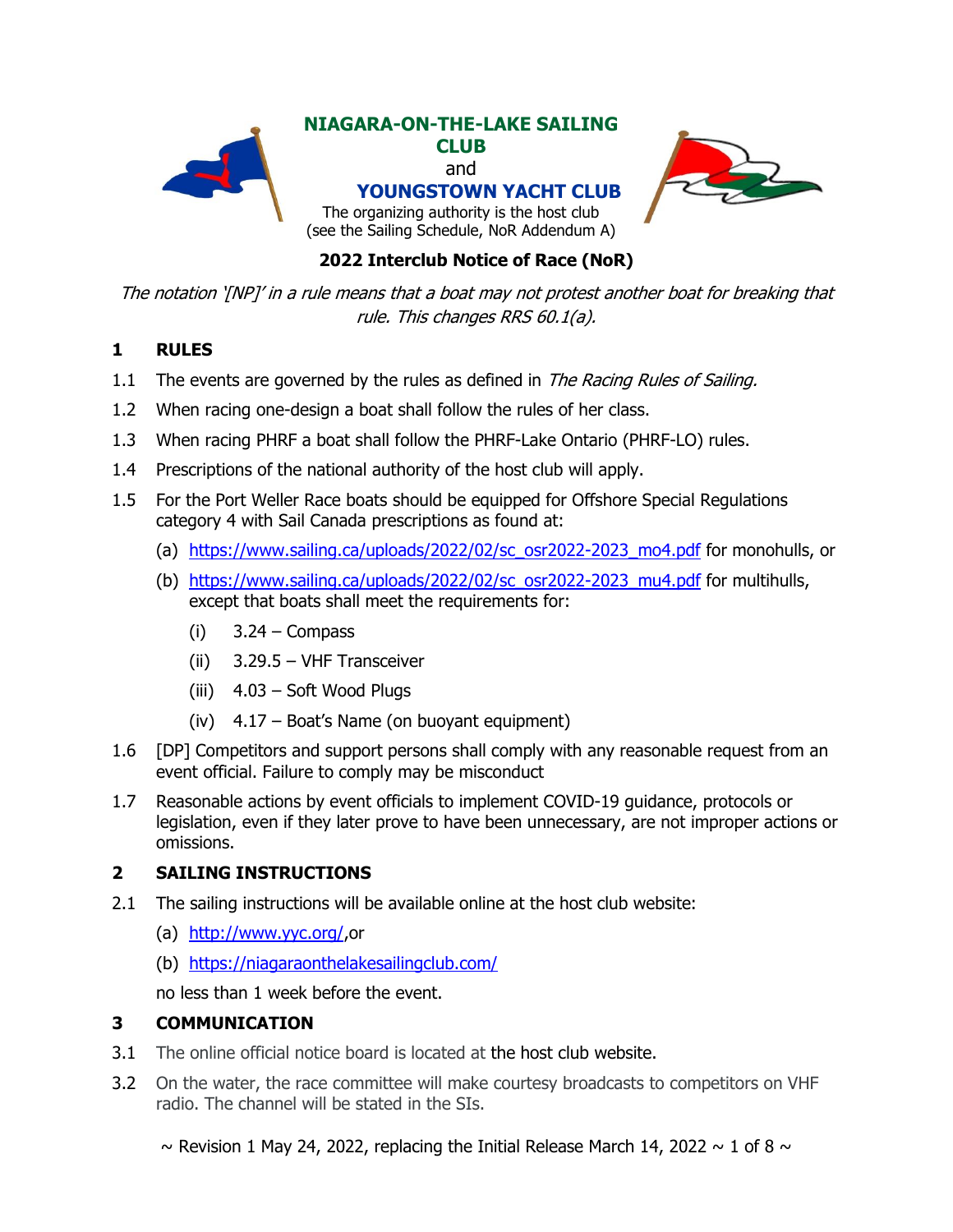# NIAGARA-ON-THE-LAKE SAILING CLUB

and

# YOUNGSTOWN YACHT CLUB

The organizing authority is the host club
(see the Sailing Schedule, NoR Addendum A)

## 2022 Interclub Notice of Race (NoR)

*The notation '[NP]' in a rule means that a boat may not protest another boat for breaking that rule. This changes RRS 60.1(a).*

## 1 RULES

1.1 The events are governed by the rules as defined in *The Racing Rules of Sailing.*

1.2 When racing one-design a boat shall follow the rules of her class.

1.3 When racing PHRF a boat shall follow the PHRF-Lake Ontario (PHRF-LO) rules.

1.4 Prescriptions of the national authority of the host club will apply.

1.5 For the Port Weller Race boats should be equipped for Offshore Special Regulations category 4 with Sail Canada prescriptions as found at:

- (a) https://www.sailing.ca/uploads/2022/02/sc_osr2022-2023_mo4.pdf for monohulls, or
- (b) https://www.sailing.ca/uploads/2022/02/sc_osr2022-2023_mu4.pdf for multihulls, except that boats shall meet the requirements for:
  - (i) 3.24 – Compass
  - (ii) 3.29.5 – VHF Transceiver
  - (iii) 4.03 – Soft Wood Plugs
  - (iv) 4.17 – Boat's Name (on buoyant equipment)

1.6 [DP] Competitors and support persons shall comply with any reasonable request from an event official. Failure to comply may be misconduct

1.7 Reasonable actions by event officials to implement COVID-19 guidance, protocols or legislation, even if they later prove to have been unnecessary, are not improper actions or omissions.

## 2 SAILING INSTRUCTIONS

2.1 The sailing instructions will be available online at the host club website:

- (a) http://www.yyc.org/,or
- (b) https://niagaraonthelakesailingclub.com/

no less than 1 week before the event.

## 3 COMMUNICATION

3.1 The online official notice board is located at the host club website.

3.2 On the water, the race committee will make courtesy broadcasts to competitors on VHF radio. The channel will be stated in the SIs.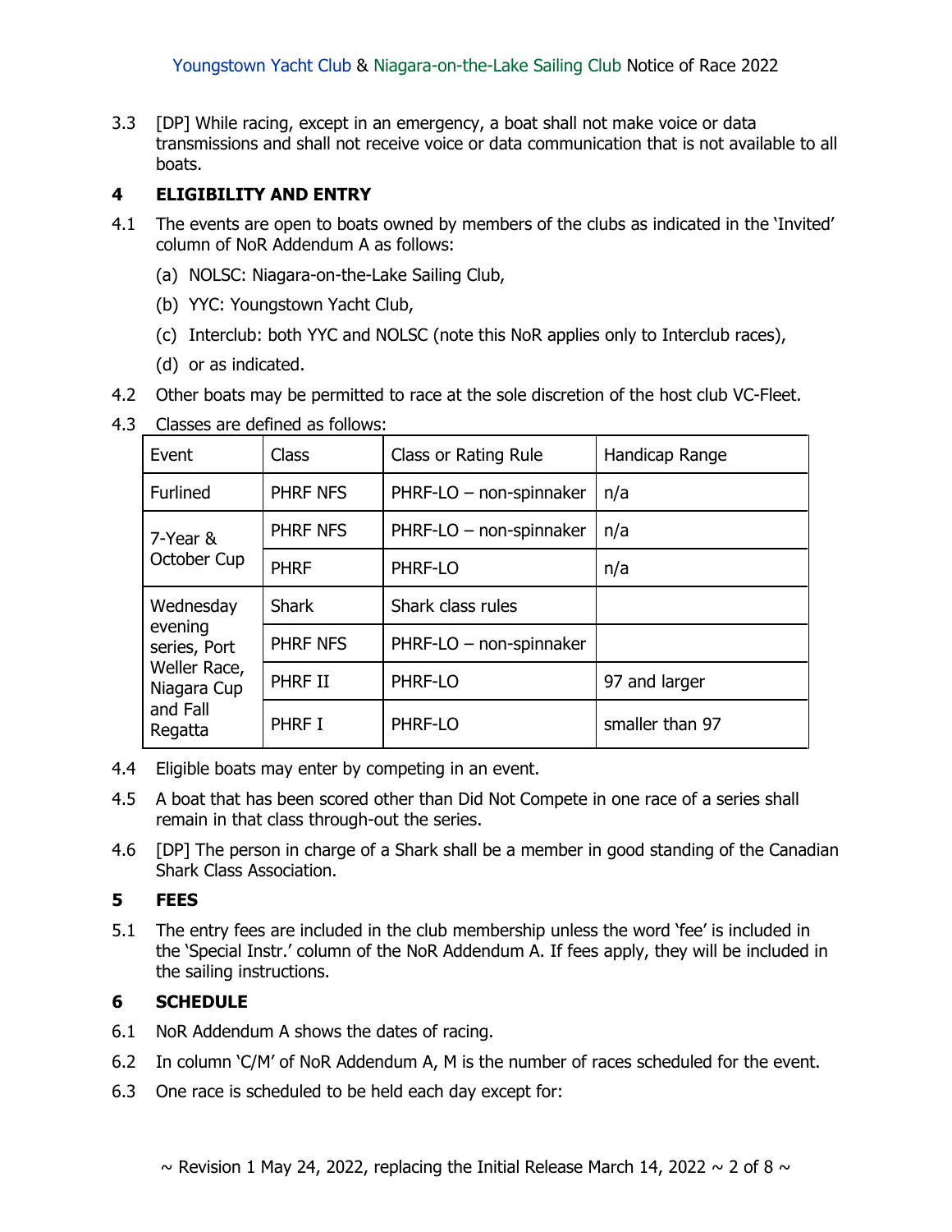3.3 [DP] While racing, except in an emergency, a boat shall not make voice or data transmissions and shall not receive voice or data communication that is not available to all boats.

## 4 ELIGIBILITY AND ENTRY

4.1 The events are open to boats owned by members of the clubs as indicated in the 'Invited' column of NoR Addendum A as follows:

(a) NOLSC: Niagara-on-the-Lake Sailing Club,

(b) YYC: Youngstown Yacht Club,

(c) Interclub: both YYC and NOLSC (note this NoR applies only to Interclub races),

(d) or as indicated.

4.2 Other boats may be permitted to race at the sole discretion of the host club VC-Fleet.

4.3 Classes are defined as follows:

| Event | Class | Class or Rating Rule | Handicap Range |
|---|---|---|---|
| Furlined | PHRF NFS | PHRF-LO – non-spinnaker | n/a |
| 7-Year & October Cup | PHRF NFS | PHRF-LO – non-spinnaker | n/a |
| | PHRF | PHRF-LO | n/a |
| Wednesday evening series, Port Weller Race, Niagara Cup and Fall Regatta | Shark | Shark class rules | |
| | PHRF NFS | PHRF-LO – non-spinnaker | |
| | PHRF II | PHRF-LO | 97 and larger |
| | PHRF I | PHRF-LO | smaller than 97 |

4.4 Eligible boats may enter by competing in an event.

4.5 A boat that has been scored other than Did Not Compete in one race of a series shall remain in that class through-out the series.

4.6 [DP] The person in charge of a Shark shall be a member in good standing of the Canadian Shark Class Association.

## 5 FEES

5.1 The entry fees are included in the club membership unless the word 'fee' is included in the 'Special Instr.' column of the NoR Addendum A. If fees apply, they will be included in the sailing instructions.

## 6 SCHEDULE

6.1 NoR Addendum A shows the dates of racing.

6.2 In column 'C/M' of NoR Addendum A, M is the number of races scheduled for the event.

6.3 One race is scheduled to be held each day except for: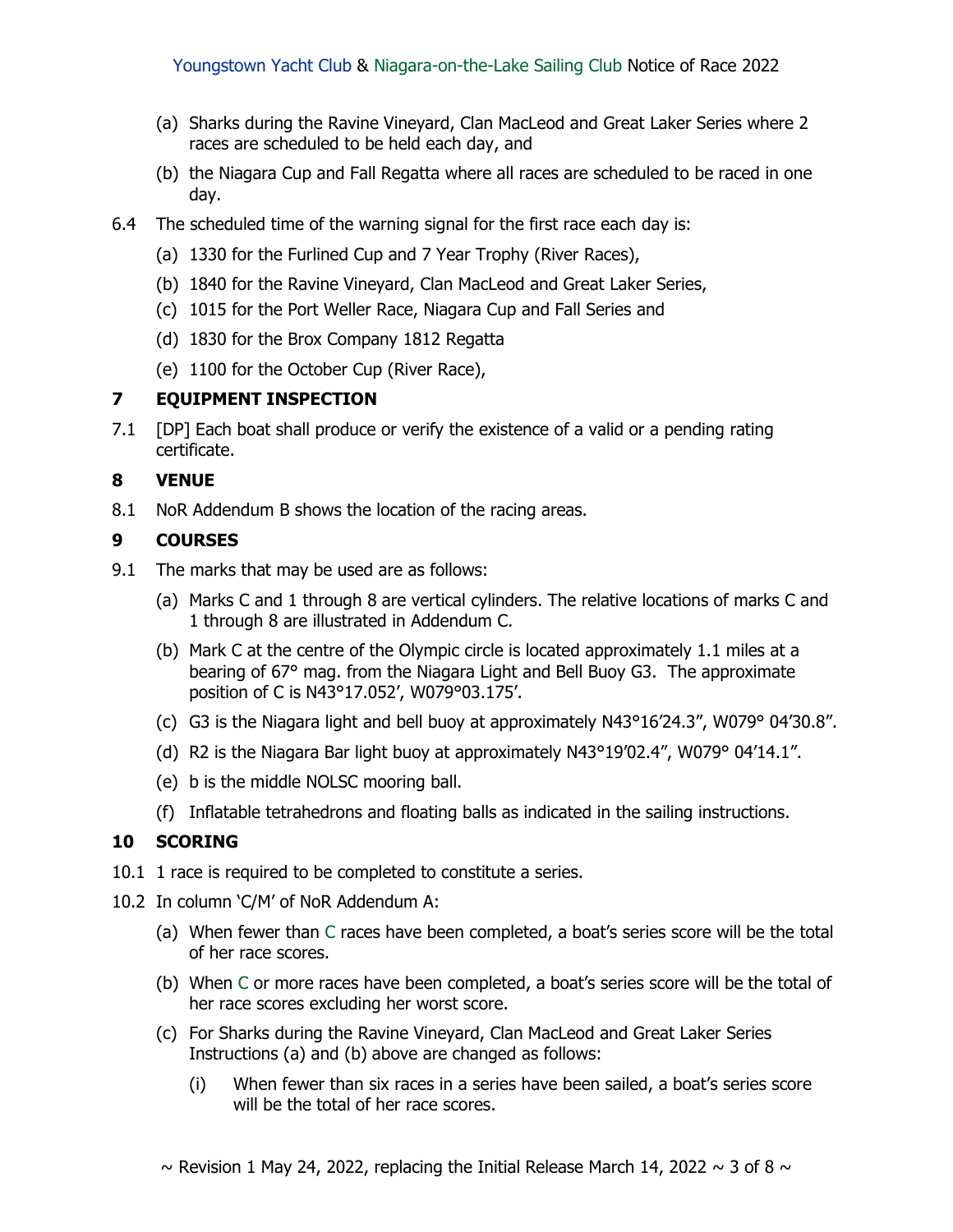(a) Sharks during the Ravine Vineyard, Clan MacLeod and Great Laker Series where 2 races are scheduled to be held each day, and

(b) the Niagara Cup and Fall Regatta where all races are scheduled to be raced in one day.

6.4 The scheduled time of the warning signal for the first race each day is:

(a) 1330 for the Furlined Cup and 7 Year Trophy (River Races),

(b) 1840 for the Ravine Vineyard, Clan MacLeod and Great Laker Series,

(c) 1015 for the Port Weller Race, Niagara Cup and Fall Series and

(d) 1830 for the Brox Company 1812 Regatta

(e) 1100 for the October Cup (River Race),

## 7 EQUIPMENT INSPECTION

7.1 [DP] Each boat shall produce or verify the existence of a valid or a pending rating certificate.

## 8 VENUE

8.1 NoR Addendum B shows the location of the racing areas.

## 9 COURSES

9.1 The marks that may be used are as follows:

(a) Marks C and 1 through 8 are vertical cylinders. The relative locations of marks C and 1 through 8 are illustrated in Addendum C.

(b) Mark C at the centre of the Olympic circle is located approximately 1.1 miles at a bearing of 67° mag. from the Niagara Light and Bell Buoy G3. The approximate position of C is N43°17.052', W079°03.175'.

(c) G3 is the Niagara light and bell buoy at approximately N43°16'24.3", W079° 04'30.8".

(d) R2 is the Niagara Bar light buoy at approximately N43°19'02.4", W079° 04'14.1".

(e) b is the middle NOLSC mooring ball.

(f) Inflatable tetrahedrons and floating balls as indicated in the sailing instructions.

## 10 SCORING

10.1 1 race is required to be completed to constitute a series.

10.2 In column 'C/M' of NoR Addendum A:

(a) When fewer than C races have been completed, a boat's series score will be the total of her race scores.

(b) When C or more races have been completed, a boat's series score will be the total of her race scores excluding her worst score.

(c) For Sharks during the Ravine Vineyard, Clan MacLeod and Great Laker Series Instructions (a) and (b) above are changed as follows:

(i) When fewer than six races in a series have been sailed, a boat's series score will be the total of her race scores.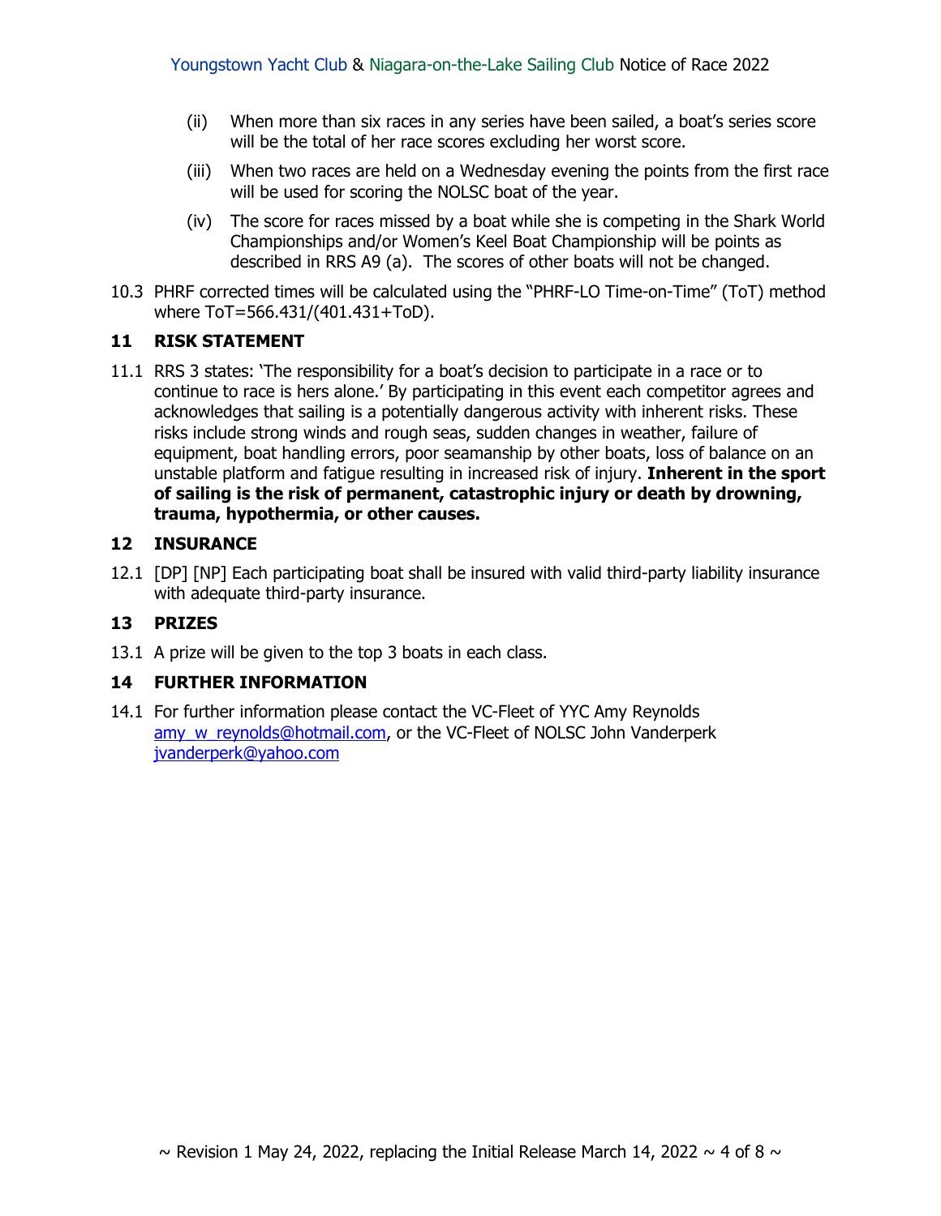(ii) When more than six races in any series have been sailed, a boat's series score will be the total of her race scores excluding her worst score.

(iii) When two races are held on a Wednesday evening the points from the first race will be used for scoring the NOLSC boat of the year.

(iv) The score for races missed by a boat while she is competing in the Shark World Championships and/or Women's Keel Boat Championship will be points as described in RRS A9 (a). The scores of other boats will not be changed.

10.3 PHRF corrected times will be calculated using the "PHRF-LO Time-on-Time" (ToT) method where ToT=566.431/(401.431+ToD).

## 11 RISK STATEMENT

11.1 RRS 3 states: 'The responsibility for a boat's decision to participate in a race or to continue to race is hers alone.' By participating in this event each competitor agrees and acknowledges that sailing is a potentially dangerous activity with inherent risks. These risks include strong winds and rough seas, sudden changes in weather, failure of equipment, boat handling errors, poor seamanship by other boats, loss of balance on an unstable platform and fatigue resulting in increased risk of injury. **Inherent in the sport of sailing is the risk of permanent, catastrophic injury or death by drowning, trauma, hypothermia, or other causes.**

## 12 INSURANCE

12.1 [DP] [NP] Each participating boat shall be insured with valid third-party liability insurance with adequate third-party insurance.

## 13 PRIZES

13.1 A prize will be given to the top 3 boats in each class.

## 14 FURTHER INFORMATION

14.1 For further information please contact the VC-Fleet of YYC Amy Reynolds amy_w_reynolds@hotmail.com, or the VC-Fleet of NOLSC John Vanderperk jvanderperk@yahoo.com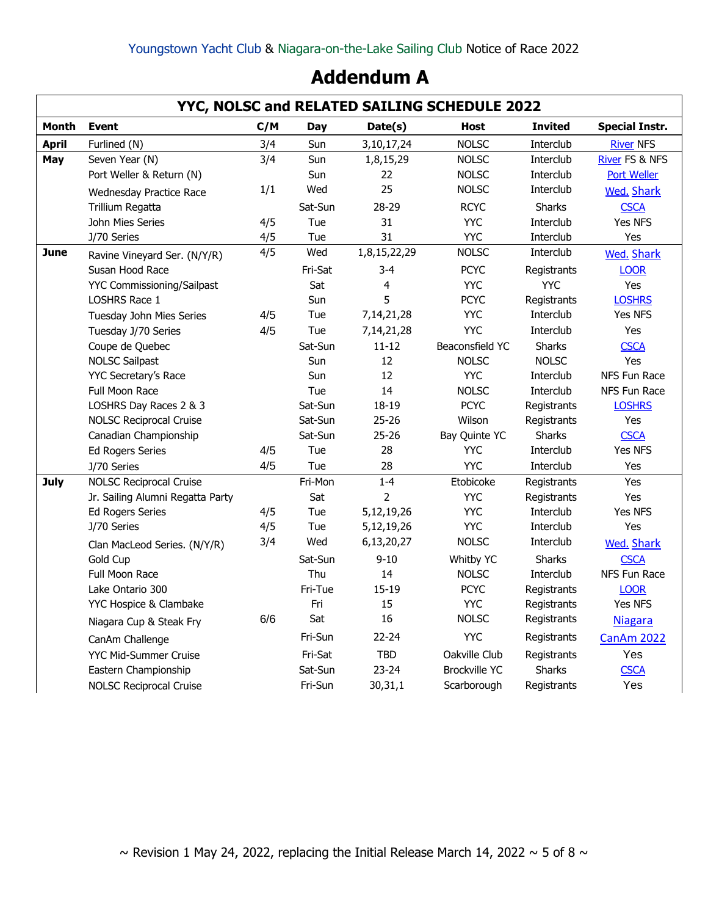Youngstown Yacht Club & Niagara-on-the-Lake Sailing Club Notice of Race 2022

# Addendum A

| YYC, NOLSC and RELATED SAILING SCHEDULE 2022 | | | | | | | |
|---|---|---|---|---|---|---|---|
| **Month** | **Event** | **C/M** | **Day** | **Date(s)** | **Host** | **Invited** | **Special Instr.** |
| **April** | Furlined (N) | 3/4 | Sun | 3,10,17,24 | NOLSC | Interclub | River NFS |
| **May** | Seven Year (N) | 3/4 | Sun | 1,8,15,29 | NOLSC | Interclub | River FS & NFS |
| | Port Weller & Return (N) | | Sun | 22 | NOLSC | Interclub | Port Weller |
| | Wednesday Practice Race | 1/1 | Wed | 25 | NOLSC | Interclub | Wed. Shark |
| | Trillium Regatta | | Sat-Sun | 28-29 | RCYC | Sharks | CSCA |
| | John Mies Series | 4/5 | Tue | 31 | YYC | Interclub | Yes NFS |
| | J/70 Series | 4/5 | Tue | 31 | YYC | Interclub | Yes |
| **June** | Ravine Vineyard Ser. (N/Y/R) | 4/5 | Wed | 1,8,15,22,29 | NOLSC | Interclub | Wed. Shark |
| | Susan Hood Race | | Fri-Sat | 3-4 | PCYC | Registrants | LOOR |
| | YYC Commissioning/Sailpast | | Sat | 4 | YYC | YYC | Yes |
| | LOSHRS Race 1 | | Sun | 5 | PCYC | Registrants | LOSHRS |
| | Tuesday John Mies Series | 4/5 | Tue | 7,14,21,28 | YYC | Interclub | Yes NFS |
| | Tuesday J/70 Series | 4/5 | Tue | 7,14,21,28 | YYC | Interclub | Yes |
| | Coupe de Quebec | | Sat-Sun | 11-12 | Beaconsfield YC | Sharks | CSCA |
| | NOLSC Sailpast | | Sun | 12 | NOLSC | NOLSC | Yes |
| | YYC Secretary's Race | | Sun | 12 | YYC | Interclub | NFS Fun Race |
| | Full Moon Race | | Tue | 14 | NOLSC | Interclub | NFS Fun Race |
| | LOSHRS Day Races 2 & 3 | | Sat-Sun | 18-19 | PCYC | Registrants | LOSHRS |
| | NOLSC Reciprocal Cruise | | Sat-Sun | 25-26 | Wilson | Registrants | Yes |
| | Canadian Championship | | Sat-Sun | 25-26 | Bay Quinte YC | Sharks | CSCA |
| | Ed Rogers Series | 4/5 | Tue | 28 | YYC | Interclub | Yes NFS |
| | J/70 Series | 4/5 | Tue | 28 | YYC | Interclub | Yes |
| **July** | NOLSC Reciprocal Cruise | | Fri-Mon | 1-4 | Etobicoke | Registrants | Yes |
| | Jr. Sailing Alumni Regatta Party | | Sat | 2 | YYC | Registrants | Yes |
| | Ed Rogers Series | 4/5 | Tue | 5,12,19,26 | YYC | Interclub | Yes NFS |
| | J/70 Series | 4/5 | Tue | 5,12,19,26 | YYC | Interclub | Yes |
| | Clan MacLeod Series. (N/Y/R) | 3/4 | Wed | 6,13,20,27 | NOLSC | Interclub | Wed. Shark |
| | Gold Cup | | Sat-Sun | 9-10 | Whitby YC | Sharks | CSCA |
| | Full Moon Race | | Thu | 14 | NOLSC | Interclub | NFS Fun Race |
| | Lake Ontario 300 | | Fri-Tue | 15-19 | PCYC | Registrants | LOOR |
| | YYC Hospice & Clambake | | Fri | 15 | YYC | Registrants | Yes NFS |
| | Niagara Cup & Steak Fry | 6/6 | Sat | 16 | NOLSC | Registrants | Niagara |
| | CanAm Challenge | | Fri-Sun | 22-24 | YYC | Registrants | CanAm 2022 |
| | YYC Mid-Summer Cruise | | Fri-Sat | TBD | Oakville Club | Registrants | Yes |
| | Eastern Championship | | Sat-Sun | 23-24 | Brockville YC | Sharks | CSCA |
| | NOLSC Reciprocal Cruise | | Fri-Sun | 30,31,1 | Scarborough | Registrants | Yes |

~ Revision 1 May 24, 2022, replacing the Initial Release March 14, 2022 ~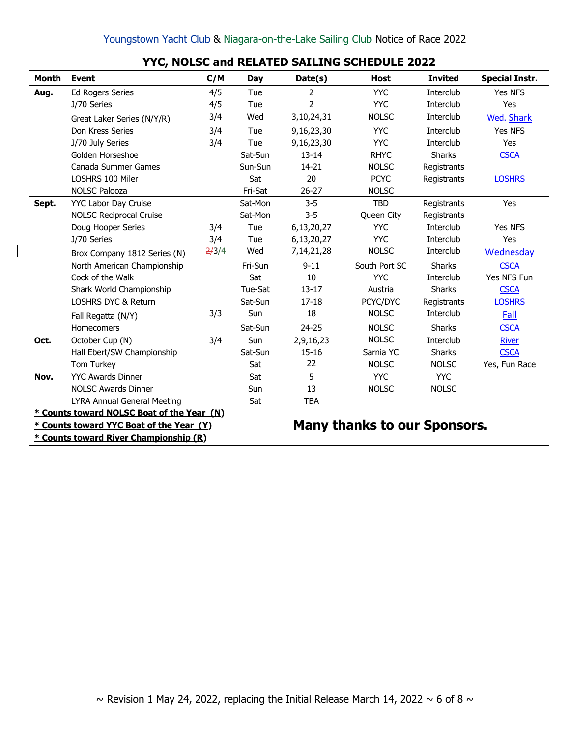Youngstown Yacht Club & Niagara-on-the-Lake Sailing Club Notice of Race 2022

## YYC, NOLSC and RELATED SAILING SCHEDULE 2022

| Month | Event | C/M | Day | Date(s) | Host | Invited | Special Instr. |
|---|---|---|---|---|---|---|---|
| **Aug.** | Ed Rogers Series | 4/5 | Tue | 2 | YYC | Interclub | Yes NFS |
| | J/70 Series | 4/5 | Tue | 2 | YYC | Interclub | Yes |
| | Great Laker Series (N/Y/R) | 3/4 | Wed | 3,10,24,31 | NOLSC | Interclub | Wed. Shark |
| | Don Kress Series | 3/4 | Tue | 9,16,23,30 | YYC | Interclub | Yes NFS |
| | J/70 July Series | 3/4 | Tue | 9,16,23,30 | YYC | Interclub | Yes |
| | Golden Horseshoe | | Sat-Sun | 13-14 | RHYC | Sharks | CSCA |
| | Canada Summer Games | | Sun-Sun | 14-21 | NOLSC | Registrants | |
| | LOSHRS 100 Miler | | Sat | 20 | PCYC | Registrants | LOSHRS |
| | NOLSC Palooza | | Fri-Sat | 26-27 | NOLSC | | |
| **Sept.** | YYC Labor Day Cruise | | Sat-Mon | 3-5 | TBD | Registrants | Yes |
| | NOLSC Reciprocal Cruise | | Sat-Mon | 3-5 | Queen City | Registrants | |
| | Doug Hooper Series | 3/4 | Tue | 6,13,20,27 | YYC | Interclub | Yes NFS |
| | J/70 Series | 3/4 | Tue | 6,13,20,27 | YYC | Interclub | Yes |
| | Brox Company 1812 Series (N) | ~~2/~~3/4 | Wed | 7,14,21,28 | NOLSC | Interclub | Wednesday |
| | North American Championship | | Fri-Sun | 9-11 | South Port SC | Sharks | CSCA |
| | Cock of the Walk | | Sat | 10 | YYC | Interclub | Yes NFS Fun |
| | Shark World Championship | | Tue-Sat | 13-17 | Austria | Sharks | CSCA |
| | LOSHRS DYC & Return | | Sat-Sun | 17-18 | PCYC/DYC | Registrants | LOSHRS |
| | Fall Regatta (N/Y) | 3/3 | Sun | 18 | NOLSC | Interclub | Fall |
| | Homecomers | | Sat-Sun | 24-25 | NOLSC | Sharks | CSCA |
| **Oct.** | October Cup (N) | 3/4 | Sun | 2,9,16,23 | NOLSC | Interclub | River |
| | Hall Ebert/SW Championship | | Sat-Sun | 15-16 | Sarnia YC | Sharks | CSCA |
| | Tom Turkey | | Sat | 22 | NOLSC | NOLSC | Yes, Fun Race |
| **Nov.** | YYC Awards Dinner | | Sat | 5 | YYC | YYC | |
| | NOLSC Awards Dinner | | Sun | 13 | NOLSC | NOLSC | |
| | LYRA Annual General Meeting | | Sat | TBA | | | |

**<u>* Counts toward NOLSC Boat of the Year (N)</u>**
**<u>* Counts toward YYC Boat of the Year (Y)</u>**
**<u>* Counts toward River Championship (R)</u>**

**Many thanks to our Sponsors.**

~ Revision 1 May 24, 2022, replacing the Initial Release March 14, 2022 ~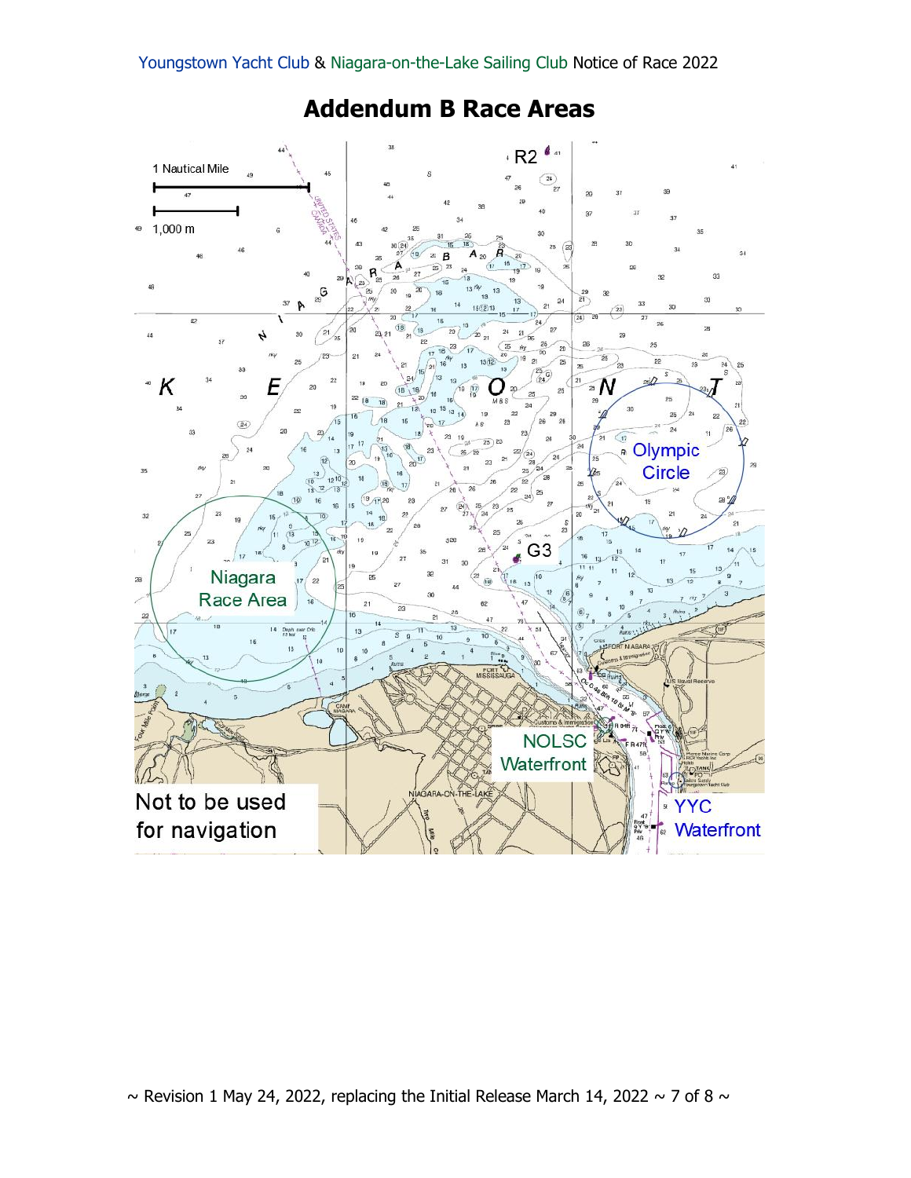# Addendum B Race Areas

1 Nautical Mile

1,000 m

R2

Olympic Circle

Niagara Race Area

G3

NOLSC Waterfront

YYC Waterfront

Not to be used for navigation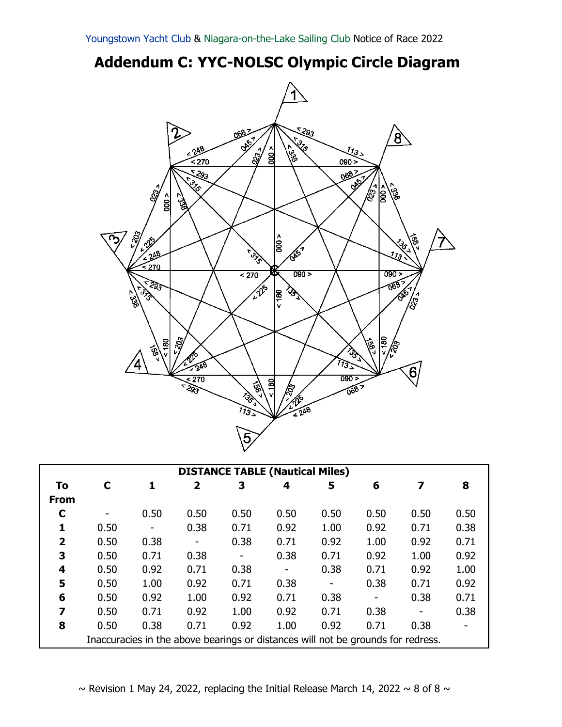Youngstown Yacht Club & Niagara-on-the-Lake Sailing Club Notice of Race 2022

# Addendum C: YYC-NOLSC Olympic Circle Diagram

| DISTANCE TABLE (Nautical Miles) | | | | | | | | | |
|---|---|---|---|---|---|---|---|---|---|
| **To / From** | **C** | **1** | **2** | **3** | **4** | **5** | **6** | **7** | **8** |
| **C** | - | 0.50 | 0.50 | 0.50 | 0.50 | 0.50 | 0.50 | 0.50 | 0.50 |
| **1** | 0.50 | - | 0.38 | 0.71 | 0.92 | 1.00 | 0.92 | 0.71 | 0.38 |
| **2** | 0.50 | 0.38 | - | 0.38 | 0.71 | 0.92 | 1.00 | 0.92 | 0.71 |
| **3** | 0.50 | 0.71 | 0.38 | - | 0.38 | 0.71 | 0.92 | 1.00 | 0.92 |
| **4** | 0.50 | 0.92 | 0.71 | 0.38 | - | 0.38 | 0.71 | 0.92 | 1.00 |
| **5** | 0.50 | 1.00 | 0.92 | 0.71 | 0.38 | - | 0.38 | 0.71 | 0.92 |
| **6** | 0.50 | 0.92 | 1.00 | 0.92 | 0.71 | 0.38 | - | 0.38 | 0.71 |
| **7** | 0.50 | 0.71 | 0.92 | 1.00 | 0.92 | 0.71 | 0.38 | - | 0.38 |
| **8** | 0.50 | 0.38 | 0.71 | 0.92 | 1.00 | 0.92 | 0.71 | 0.38 | - |

Inaccuracies in the above bearings or distances will not be grounds for redress.

~ Revision 1 May 24, 2022, replacing the Initial Release March 14, 2022 ~